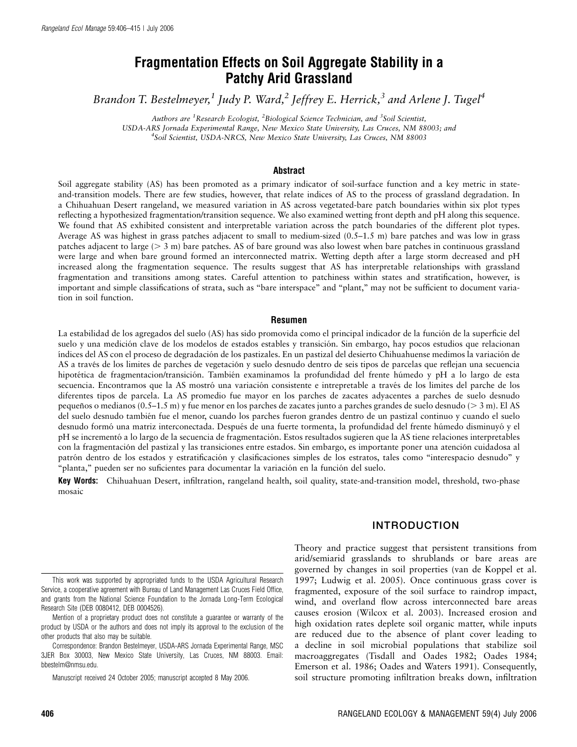# Fragmentation Effects on Soil Aggregate Stability in a Patchy Arid Grassland

*Brandon T. Bestelmeyer,[1] Judy P. Ward,[2] Jeffrey E. Herrick,[3] and Arlene J. Tugel[4]*

*Authors are [1]Research Ecologist, [2]Biological Science Technician, and [3]Soil Scientist, USDA-ARS Jornada Experimental Range, New Mexico State University, Las Cruces, NM 88003; and [4]Soil Scientist, USDA-NRCS, New Mexico State University, Las Cruces, NM 88003*

## Abstract

Soil aggregate stability (AS) has been promoted as a primary indicator of soil-surface function and a key metric in state-and-transition models. There are few studies, however, that relate indices of AS to the process of grassland degradation. In a Chihuahuan Desert rangeland, we measured variation in AS across vegetated-bare patch boundaries within six plot types reflecting a hypothesized fragmentation/transition sequence. We also examined wetting front depth and pH along this sequence. We found that AS exhibited consistent and interpretable variation across the patch boundaries of the different plot types. Average AS was highest in grass patches adjacent to small to medium-sized (0.5–1.5 m) bare patches and was low in grass patches adjacent to large (> 3 m) bare patches. AS of bare ground was also lowest when bare patches in continuous grassland were large and when bare ground formed an interconnected matrix. Wetting depth after a large storm decreased and pH increased along the fragmentation sequence. The results suggest that AS has interpretable relationships with grassland fragmentation and transitions among states. Careful attention to patchiness within states and stratification, however, is important and simple classifications of strata, such as "bare interspace" and "plant," may not be sufficient to document variation in soil function.

## Resumen

La estabilidad de los agregados del suelo (AS) has sido promovida como el principal indicador de la función de la superficie del suelo y una medición clave de los modelos de estados estables y transición. Sin embargo, hay pocos estudios que relacionan índices del AS con el proceso de degradación de los pastizales. En un pastizal del desierto Chihuahuense medimos la variación de AS a través de los limites de parches de vegetación y suelo desnudo dentro de seis tipos de parcelas que reflejan una secuencia hipotética de fragmentacion/transición. También examinamos la profundidad del frente húmedo y pH a lo largo de esta secuencia. Encontramos que la AS mostró una variación consistente e intrepretable a través de los limites del parche de los diferentes tipos de parcela. La AS promedio fue mayor en los parches de zacates adyacentes a parches de suelo desnudo pequeños o medianos (0.5–1.5 m) y fue menor en los parches de zacates junto a parches grandes de suelo desnudo (> 3 m). El AS del suelo desnudo también fue el menor, cuando los parches fueron grandes dentro de un pastizal continuo y cuando el suelo desnudo formó una matriz interconectada. Después de una fuerte tormenta, la profundidad del frente húmedo disminuyó y el pH se incrementó a lo largo de la secuencia de fragmentación. Estos resultados sugieren que la AS tiene relaciones interpretables con la fragmentación del pastizal y las transiciones entre estados. Sin embargo, es importante poner una atención cuidadosa al patrón dentro de los estados y estratificación y clasificaciones simples de los estratos, tales como "interespacio desnudo" y "planta," pueden ser no suficientes para documentar la variación en la función del suelo.

**Key Words:** Chihuahuan Desert, infiltration, rangeland health, soil quality, state-and-transition model, threshold, two-phase mosaic

## INTRODUCTION

Theory and practice suggest that persistent transitions from arid/semiarid grasslands to shrublands or bare areas are governed by changes in soil properties (van de Koppel et al. 1997; Ludwig et al. 2005). Once continuous grass cover is fragmented, exposure of the soil surface to raindrop impact, wind, and overland flow across interconnected bare areas causes erosion (Wilcox et al. 2003). Increased erosion and high oxidation rates deplete soil organic matter, while inputs are reduced due to the absence of plant cover leading to a decline in soil microbial populations that stabilize soil macroaggregates (Tisdall and Oades 1982; Oades 1984; Emerson et al. 1986; Oades and Waters 1991). Consequently, soil structure promoting infiltration breaks down, infiltration

This work was supported by appropriated funds to the USDA Agricultural Research Service, a cooperative agreement with Bureau of Land Management Las Cruces Field Office, and grants from the National Science Foundation to the Jornada Long-Term Ecological Research Site (DEB 0080412, DEB 0004526).

Mention of a proprietary product does not constitute a guarantee or warranty of the product by USDA or the authors and does not imply its approval to the exclusion of the other products that also may be suitable.

Correspondence: Brandon Bestelmeyer, USDA-ARS Jornada Experimental Range, MSC 3JER Box 30003, New Mexico State University, Las Cruces, NM 88003. Email: bbestelm@nmsu.edu.

Manuscript received 24 October 2005; manuscript accepted 8 May 2006.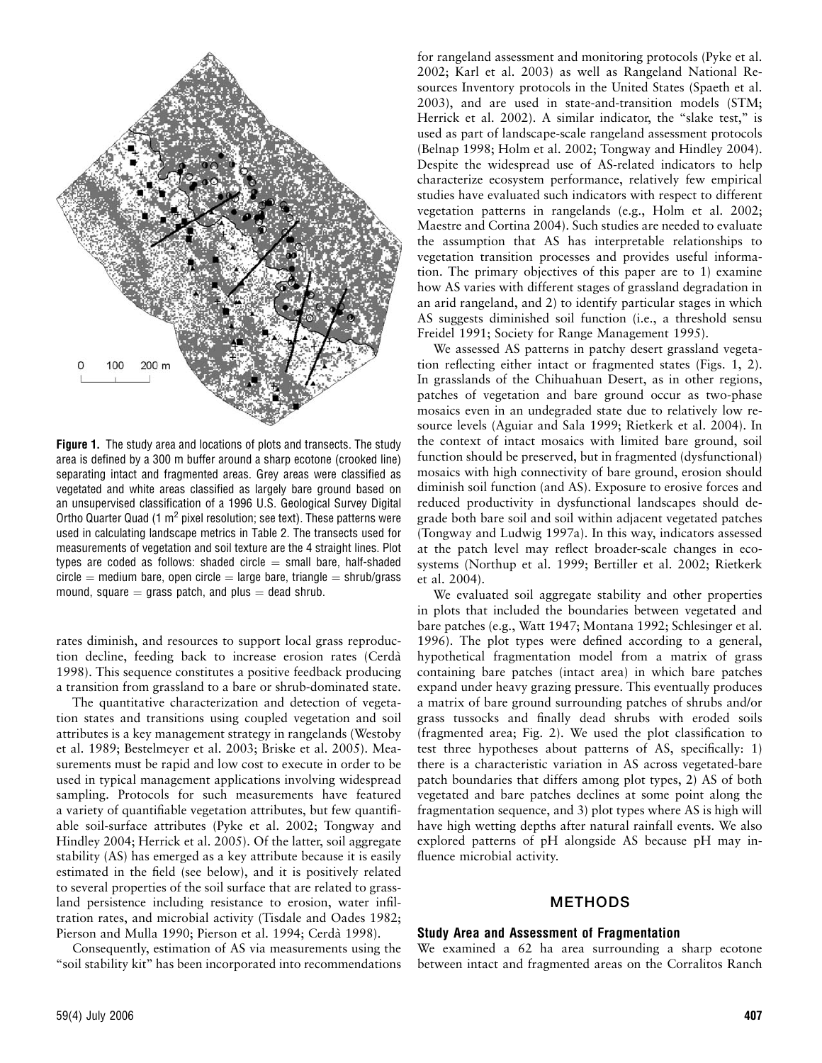**Figure 1.** The study area and locations of plots and transects. The study area is defined by a 300 m buffer around a sharp ecotone (crooked line) separating intact and fragmented areas. Grey areas were classified as vegetated and white areas classified as largely bare ground based on an unsupervised classification of a 1996 U.S. Geological Survey Digital Ortho Quarter Quad (1 $m^2$ pixel resolution; see text). These patterns were used in calculating landscape metrics in Table 2. The transects used for measurements of vegetation and soil texture are the 4 straight lines. Plot types are coded as follows: shaded circle = small bare, half-shaded circle = medium bare, open circle = large bare, triangle = shrub/grass mound, square = grass patch, and plus = dead shrub.

rates diminish, and resources to support local grass reproduction decline, feeding back to increase erosion rates (Cerdà 1998). This sequence constitutes a positive feedback producing a transition from grassland to a bare or shrub-dominated state.

The quantitative characterization and detection of vegetation states and transitions using coupled vegetation and soil attributes is a key management strategy in rangelands (Westoby et al. 1989; Bestelmeyer et al. 2003; Briske et al. 2005). Measurements must be rapid and low cost to execute in order to be used in typical management applications involving widespread sampling. Protocols for such measurements have featured a variety of quantifiable vegetation attributes, but few quantifiable soil-surface attributes (Pyke et al. 2002; Tongway and Hindley 2004; Herrick et al. 2005). Of the latter, soil aggregate stability (AS) has emerged as a key attribute because it is easily estimated in the field (see below), and it is positively related to several properties of the soil surface that are related to grassland persistence including resistance to erosion, water infiltration rates, and microbial activity (Tisdale and Oades 1982; Pierson and Mulla 1990; Pierson et al. 1994; Cerdà 1998).

Consequently, estimation of AS via measurements using the "soil stability kit" has been incorporated into recommendations for rangeland assessment and monitoring protocols (Pyke et al. 2002; Karl et al. 2003) as well as Rangeland National Resources Inventory protocols in the United States (Spaeth et al. 2003), and are used in state-and-transition models (STM; Herrick et al. 2002). A similar indicator, the "slake test," is used as part of landscape-scale rangeland assessment protocols (Belnap 1998; Holm et al. 2002; Tongway and Hindley 2004). Despite the widespread use of AS-related indicators to help characterize ecosystem performance, relatively few empirical studies have evaluated such indicators with respect to different vegetation patterns in rangelands (e.g., Holm et al. 2002; Maestre and Cortina 2004). Such studies are needed to evaluate the assumption that AS has interpretable relationships to vegetation transition processes and provides useful information. The primary objectives of this paper are to 1) examine how AS varies with different stages of grassland degradation in an arid rangeland, and 2) to identify particular stages in which AS suggests diminished soil function (i.e., a threshold sensu Freidel 1991; Society for Range Management 1995).

We assessed AS patterns in patchy desert grassland vegetation reflecting either intact or fragmented states (Figs. 1, 2). In grasslands of the Chihuahuan Desert, as in other regions, patches of vegetation and bare ground occur as two-phase mosaics even in an undegraded state due to relatively low resource levels (Aguiar and Sala 1999; Rietkerk et al. 2004). In the context of intact mosaics with limited bare ground, soil function should be preserved, but in fragmented (dysfunctional) mosaics with high connectivity of bare ground, erosion should diminish soil function (and AS). Exposure to erosive forces and reduced productivity in dysfunctional landscapes should degrade both bare soil and soil within adjacent vegetated patches (Tongway and Ludwig 1997a). In this way, indicators assessed at the patch level may reflect broader-scale changes in ecosystems (Northup et al. 1999; Bertiller et al. 2002; Rietkerk et al. 2004).

We evaluated soil aggregate stability and other properties in plots that included the boundaries between vegetated and bare patches (e.g., Watt 1947; Montana 1992; Schlesinger et al. 1996). The plot types were defined according to a general, hypothetical fragmentation model from a matrix of grass containing bare patches (intact area) in which bare patches expand under heavy grazing pressure. This eventually produces a matrix of bare ground surrounding patches of shrubs and/or grass tussocks and finally dead shrubs with eroded soils (fragmented area; Fig. 2). We used the plot classification to test three hypotheses about patterns of AS, specifically: 1) there is a characteristic variation in AS across vegetated-bare patch boundaries that differs among plot types, 2) AS of both vegetated and bare patches declines at some point along the fragmentation sequence, and 3) plot types where AS is high will have high wetting depths after natural rainfall events. We also explored patterns of pH alongside AS because pH may influence microbial activity.

## METHODS

### Study Area and Assessment of Fragmentation

We examined a 62 ha area surrounding a sharp ecotone between intact and fragmented areas on the Corralitos Ranch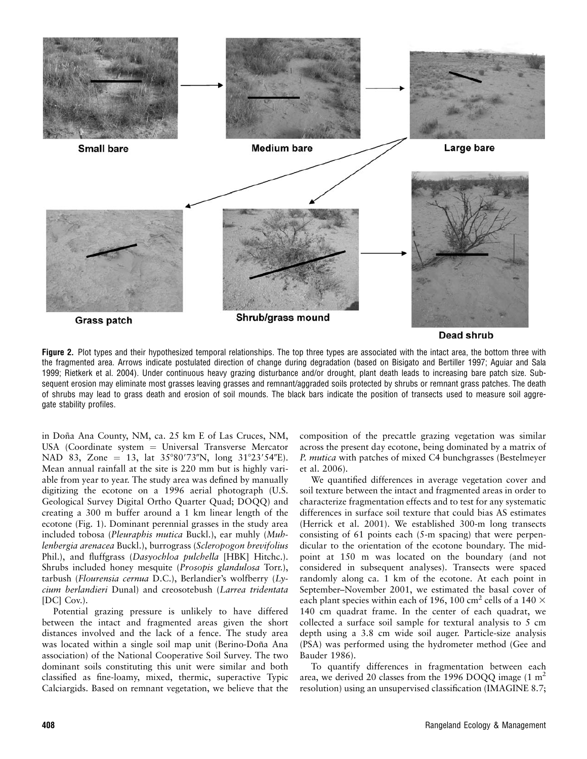Small bare

Medium bare

Large bare

Grass patch

Shrub/grass mound

Dead shrub

**Figure 2.** Plot types and their hypothesized temporal relationships. The top three types are associated with the intact area, the bottom three with the fragmented area. Arrows indicate postulated direction of change during degradation (based on Bisigato and Bertiller 1997; Aguiar and Sala 1999; Rietkerk et al. 2004). Under continuous heavy grazing disturbance and/or drought, plant death leads to increasing bare patch size. Subsequent erosion may eliminate most grasses leaving grasses and remnant/aggraded soils protected by shrubs or remnant grass patches. The death of shrubs may lead to grass death and erosion of soil mounds. The black bars indicate the position of transects used to measure soil aggregate stability profiles.

in Doña Ana County, NM, ca. 25 km E of Las Cruces, NM, USA (Coordinate system = Universal Transverse Mercator NAD 83, Zone = 13, lat 35°80′73″N, long 31°23′54″E). Mean annual rainfall at the site is 220 mm but is highly variable from year to year. The study area was defined by manually digitizing the ecotone on a 1996 aerial photograph (U.S. Geological Survey Digital Ortho Quarter Quad; DOQQ) and creating a 300 m buffer around a 1 km linear length of the ecotone (Fig. 1). Dominant perennial grasses in the study area included tobosa (*Pleuraphis mutica* Buckl.), ear muhly (*Muhlenbergia arenacea* Buckl.), burrograss (*Scleropogon brevifolius* Phil.), and fluffgrass (*Dasyochloa pulchella* [HBK] Hitchc.). Shrubs included honey mesquite (*Prosopis glandulosa* Torr.), tarbush (*Flourensia cernua* D.C.), Berlandier's wolfberry (*Lycium berlandieri* Dunal) and creosotebush (*Larrea tridentata* [DC] Cov.).

Potential grazing pressure is unlikely to have differed between the intact and fragmented areas given the short distances involved and the lack of a fence. The study area was located within a single soil map unit (Berino-Doña Ana association) of the National Cooperative Soil Survey. The two dominant soils constituting this unit were similar and both classified as fine-loamy, mixed, thermic, superactive Typic Calciargids. Based on remnant vegetation, we believe that the composition of the precattle grazing vegetation was similar across the present day ecotone, being dominated by a matrix of *P. mutica* with patches of mixed C4 bunchgrasses (Bestelmeyer et al. 2006).

We quantified differences in average vegetation cover and soil texture between the intact and fragmented areas in order to characterize fragmentation effects and to test for any systematic differences in surface soil texture that could bias AS estimates (Herrick et al. 2001). We established 300-m long transects consisting of 61 points each (5-m spacing) that were perpendicular to the orientation of the ecotone boundary. The midpoint at 150 m was located on the boundary (and not considered in subsequent analyses). Transects were spaced randomly along ca. 1 km of the ecotone. At each point in September–November 2001, we estimated the basal cover of each plant species within each of 196, 100 cm$^2$ cells of a 140 × 140 cm quadrat frame. In the center of each quadrat, we collected a surface soil sample for textural analysis to 5 cm depth using a 3.8 cm wide soil auger. Particle-size analysis (PSA) was performed using the hydrometer method (Gee and Bauder 1986).

To quantify differences in fragmentation between each area, we derived 20 classes from the 1996 DOQQ image (1 m$^2$ resolution) using an unsupervised classification (IMAGINE 8.7;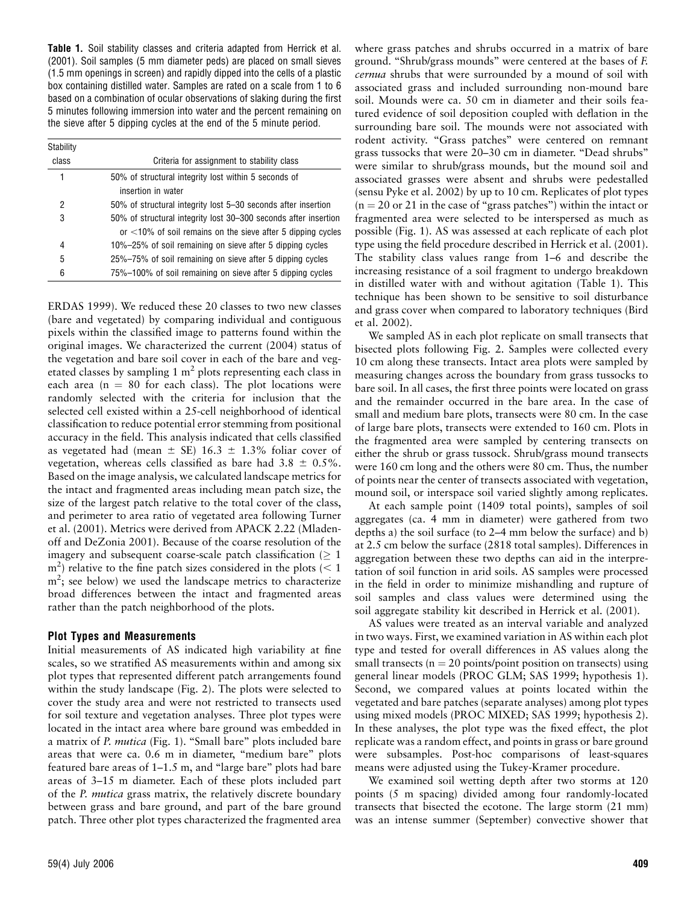**Table 1.** Soil stability classes and criteria adapted from Herrick et al. (2001). Soil samples (5 mm diameter peds) are placed on small sieves (1.5 mm openings in screen) and rapidly dipped into the cells of a plastic box containing distilled water. Samples are rated on a scale from 1 to 6 based on a combination of ocular observations of slaking during the first 5 minutes following immersion into water and the percent remaining on the sieve after 5 dipping cycles at the end of the 5 minute period.

| Stability class | Criteria for assignment to stability class |
|---|---|
| 1 | 50% of structural integrity lost within 5 seconds of insertion in water |
| 2 | 50% of structural integrity lost 5–30 seconds after insertion |
| 3 | 50% of structural integrity lost 30–300 seconds after insertion or <10% of soil remains on the sieve after 5 dipping cycles |
| 4 | 10%–25% of soil remaining on sieve after 5 dipping cycles |
| 5 | 25%–75% of soil remaining on sieve after 5 dipping cycles |
| 6 | 75%–100% of soil remaining on sieve after 5 dipping cycles |

ERDAS 1999). We reduced these 20 classes to two new classes (bare and vegetated) by comparing individual and contiguous pixels within the classified image to patterns found within the original images. We characterized the current (2004) status of the vegetation and bare soil cover in each of the bare and vegetated classes by sampling 1 $m^2$ plots representing each class in each area (n = 80 for each class). The plot locations were randomly selected with the criteria for inclusion that the selected cell existed within a 25-cell neighborhood of identical classification to reduce potential error stemming from positional accuracy in the field. This analysis indicated that cells classified as vegetated had (mean ± SE) 16.3 ± 1.3% foliar cover of vegetation, whereas cells classified as bare had 3.8 ± 0.5%. Based on the image analysis, we calculated landscape metrics for the intact and fragmented areas including mean patch size, the size of the largest patch relative to the total cover of the class, and perimeter to area ratio of vegetated area following Turner et al. (2001). Metrics were derived from APACK 2.22 (Mladenoff and DeZonia 2001). Because of the coarse resolution of the imagery and subsequent coarse-scale patch classification ($\geq 1$ $m^2$) relative to the fine patch sizes considered in the plots ($< 1$ $m^2$; see below) we used the landscape metrics to characterize broad differences between the intact and fragmented areas rather than the patch neighborhood of the plots.

### Plot Types and Measurements

Initial measurements of AS indicated high variability at fine scales, so we stratified AS measurements within and among six plot types that represented different patch arrangements found within the study landscape (Fig. 2). The plots were selected to cover the study area and were not restricted to transects used for soil texture and vegetation analyses. Three plot types were located in the intact area where bare ground was embedded in a matrix of *P. mutica* (Fig. 1). "Small bare" plots included bare areas that were ca. 0.6 m in diameter, "medium bare" plots featured bare areas of 1–1.5 m, and "large bare" plots had bare areas of 3–15 m diameter. Each of these plots included part of the *P. mutica* grass matrix, the relatively discrete boundary between grass and bare ground, and part of the bare ground patch. Three other plot types characterized the fragmented area where grass patches and shrubs occurred in a matrix of bare ground. "Shrub/grass mounds" were centered at the bases of *F. cernua* shrubs that were surrounded by a mound of soil with associated grass and included surrounding non-mound bare soil. Mounds were ca. 50 cm in diameter and their soils featured evidence of soil deposition coupled with deflation in the surrounding bare soil. The mounds were not associated with rodent activity. "Grass patches" were centered on remnant grass tussocks that were 20–30 cm in diameter. "Dead shrubs" were similar to shrub/grass mounds, but the mound soil and associated grasses were absent and shrubs were pedestalled (sensu Pyke et al. 2002) by up to 10 cm. Replicates of plot types (n = 20 or 21 in the case of "grass patches") within the intact or fragmented area were selected to be interspersed as much as possible (Fig. 1). AS was assessed at each replicate of each plot type using the field procedure described in Herrick et al. (2001). The stability class values range from 1–6 and describe the increasing resistance of a soil fragment to undergo breakdown in distilled water with and without agitation (Table 1). This technique has been shown to be sensitive to soil disturbance and grass cover when compared to laboratory techniques (Bird et al. 2002).

We sampled AS in each plot replicate on small transects that bisected plots following Fig. 2. Samples were collected every 10 cm along these transects. Intact area plots were sampled by measuring changes across the boundary from grass tussocks to bare soil. In all cases, the first three points were located on grass and the remainder occurred in the bare area. In the case of small and medium bare plots, transects were 80 cm. In the case of large bare plots, transects were extended to 160 cm. Plots in the fragmented area were sampled by centering transects on either the shrub or grass tussock. Shrub/grass mound transects were 160 cm long and the others were 80 cm. Thus, the number of points near the center of transects associated with vegetation, mound soil, or interspace soil varied slightly among replicates.

At each sample point (1409 total points), samples of soil aggregates (ca. 4 mm in diameter) were gathered from two depths a) the soil surface (to 2–4 mm below the surface) and b) at 2.5 cm below the surface (2818 total samples). Differences in aggregation between these two depths can aid in the interpretation of soil function in arid soils. AS samples were processed in the field in order to minimize mishandling and rupture of soil samples and class values were determined using the soil aggregate stability kit described in Herrick et al. (2001).

AS values were treated as an interval variable and analyzed in two ways. First, we examined variation in AS within each plot type and tested for overall differences in AS values along the small transects (n = 20 points/point position on transects) using general linear models (PROC GLM; SAS 1999; hypothesis 1). Second, we compared values at points located within the vegetated and bare patches (separate analyses) among plot types using mixed models (PROC MIXED; SAS 1999; hypothesis 2). In these analyses, the plot type was the fixed effect, the plot replicate was a random effect, and points in grass or bare ground were subsamples. Post-hoc comparisons of least-squares means were adjusted using the Tukey-Kramer procedure.

We examined soil wetting depth after two storms at 120 points (5 m spacing) divided among four randomly-located transects that bisected the ecotone. The large storm (21 mm) was an intense summer (September) convective shower that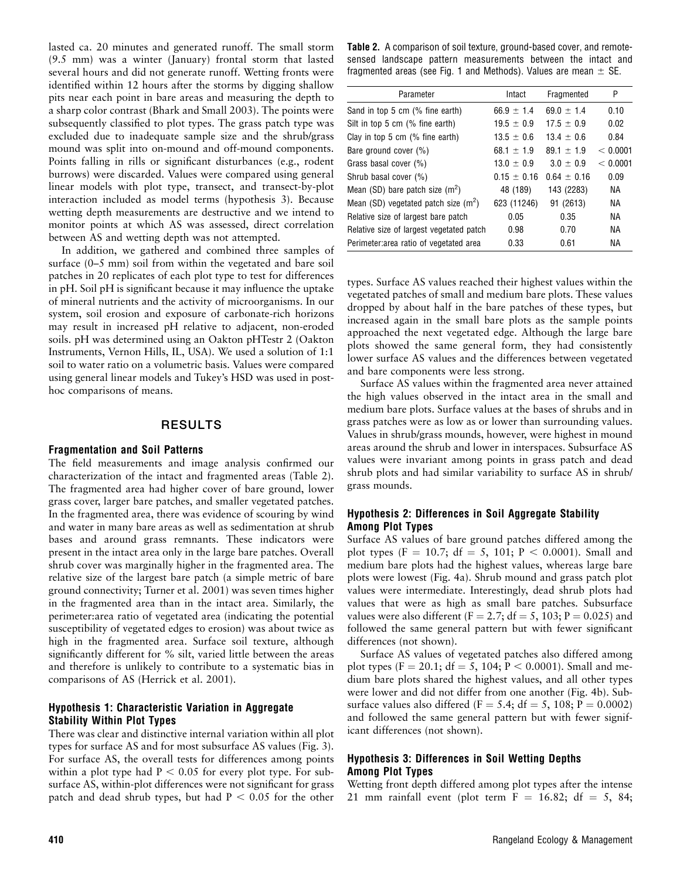lasted ca. 20 minutes and generated runoff. The small storm (9.5 mm) was a winter (January) frontal storm that lasted several hours and did not generate runoff. Wetting fronts were identified within 12 hours after the storms by digging shallow pits near each point in bare areas and measuring the depth to a sharp color contrast (Bhark and Small 2003). The points were subsequently classified to plot types. The grass patch type was excluded due to inadequate sample size and the shrub/grass mound was split into on-mound and off-mound components. Points falling in rills or significant disturbances (e.g., rodent burrows) were discarded. Values were compared using general linear models with plot type, transect, and transect-by-plot interaction included as model terms (hypothesis 3). Because wetting depth measurements are destructive and we intend to monitor points at which AS was assessed, direct correlation between AS and wetting depth was not attempted.

In addition, we gathered and combined three samples of surface (0–5 mm) soil from within the vegetated and bare soil patches in 20 replicates of each plot type to test for differences in pH. Soil pH is significant because it may influence the uptake of mineral nutrients and the activity of microorganisms. In our system, soil erosion and exposure of carbonate-rich horizons may result in increased pH relative to adjacent, non-eroded soils. pH was determined using an Oakton pHTestr 2 (Oakton Instruments, Vernon Hills, IL, USA). We used a solution of 1:1 soil to water ratio on a volumetric basis. Values were compared using general linear models and Tukey's HSD was used in post-hoc comparisons of means.

## RESULTS

### Fragmentation and Soil Patterns

The field measurements and image analysis confirmed our characterization of the intact and fragmented areas (Table 2). The fragmented area had higher cover of bare ground, lower grass cover, larger bare patches, and smaller vegetated patches. In the fragmented area, there was evidence of scouring by wind and water in many bare areas as well as sedimentation at shrub bases and around grass remnants. These indicators were present in the intact area only in the large bare patches. Overall shrub cover was marginally higher in the fragmented area. The relative size of the largest bare patch (a simple metric of bare ground connectivity; Turner et al. 2001) was seven times higher in the fragmented area than in the intact area. Similarly, the perimeter:area ratio of vegetated area (indicating the potential susceptibility of vegetated edges to erosion) was about twice as high in the fragmented area. Surface soil texture, although significantly different for % silt, varied little between the areas and therefore is unlikely to contribute to a systematic bias in comparisons of AS (Herrick et al. 2001).

**Table 2.** A comparison of soil texture, ground-based cover, and remote-sensed landscape pattern measurements between the intact and fragmented areas (see Fig. 1 and Methods). Values are mean ± SE.

| Parameter | Intact | Fragmented | P |
|---|---|---|---|
| Sand in top 5 cm (% fine earth) | 66.9 ± 1.4 | 69.0 ± 1.4 | 0.10 |
| Silt in top 5 cm (% fine earth) | 19.5 ± 0.9 | 17.5 ± 0.9 | 0.02 |
| Clay in top 5 cm (% fine earth) | 13.5 ± 0.6 | 13.4 ± 0.6 | 0.84 |
| Bare ground cover (%) | 68.1 ± 1.9 | 89.1 ± 1.9 | < 0.0001 |
| Grass basal cover (%) | 13.0 ± 0.9 | 3.0 ± 0.9 | < 0.0001 |
| Shrub basal cover (%) | 0.15 ± 0.16 | 0.64 ± 0.16 | 0.09 |
| Mean (SD) bare patch size ($m^2$) | 48 (189) | 143 (2283) | NA |
| Mean (SD) vegetated patch size ($m^2$) | 623 (11246) | 91 (2613) | NA |
| Relative size of largest bare patch | 0.05 | 0.35 | NA |
| Relative size of largest vegetated patch | 0.98 | 0.70 | NA |
| Perimeter:area ratio of vegetated area | 0.33 | 0.61 | NA |

### Hypothesis 1: Characteristic Variation in Aggregate Stability Within Plot Types

There was clear and distinctive internal variation within all plot types for surface AS and for most subsurface AS values (Fig. 3). For surface AS, the overall tests for differences among points within a plot type had $P < 0.05$ for every plot type. For subsurface AS, within-plot differences were not significant for grass patch and dead shrub types, but had $P < 0.05$ for the other types. Surface AS values reached their highest values within the vegetated patches of small and medium bare plots. These values dropped by about half in the bare patches of these types, but increased again in the small bare plots as the sample points approached the next vegetated edge. Although the large bare plots showed the same general form, they had consistently lower surface AS values and the differences between vegetated and bare components were less strong.

Surface AS values within the fragmented area never attained the high values observed in the intact area in the small and medium bare plots. Surface values at the bases of shrubs and in grass patches were as low as or lower than surrounding values. Values in shrub/grass mounds, however, were highest in mound areas around the shrub and lower in interspaces. Subsurface AS values were invariant among points in grass patch and dead shrub plots and had similar variability to surface AS in shrub/grass mounds.

### Hypothesis 2: Differences in Soil Aggregate Stability Among Plot Types

Surface AS values of bare ground patches differed among the plot types ($F = 10.7$; df = 5, 101; $P < 0.0001$). Small and medium bare plots had the highest values, whereas large bare plots were lowest (Fig. 4a). Shrub mound and grass patch plot values were intermediate. Interestingly, dead shrub plots had values that were as high as small bare patches. Subsurface values were also different ($F = 2.7$; df = 5, 103; $P = 0.025$) and followed the same general pattern but with fewer significant differences (not shown).

Surface AS values of vegetated patches also differed among plot types ($F = 20.1$; df = 5, 104; $P < 0.0001$). Small and medium bare plots shared the highest values, and all other types were lower and did not differ from one another (Fig. 4b). Subsurface values also differed ($F = 5.4$; df = 5, 108; $P = 0.0002$) and followed the same general pattern but with fewer significant differences (not shown).

### Hypothesis 3: Differences in Soil Wetting Depths Among Plot Types

Wetting front depth differed among plot types after the intense 21 mm rainfall event (plot term $F = 16.82$; df = 5, 84;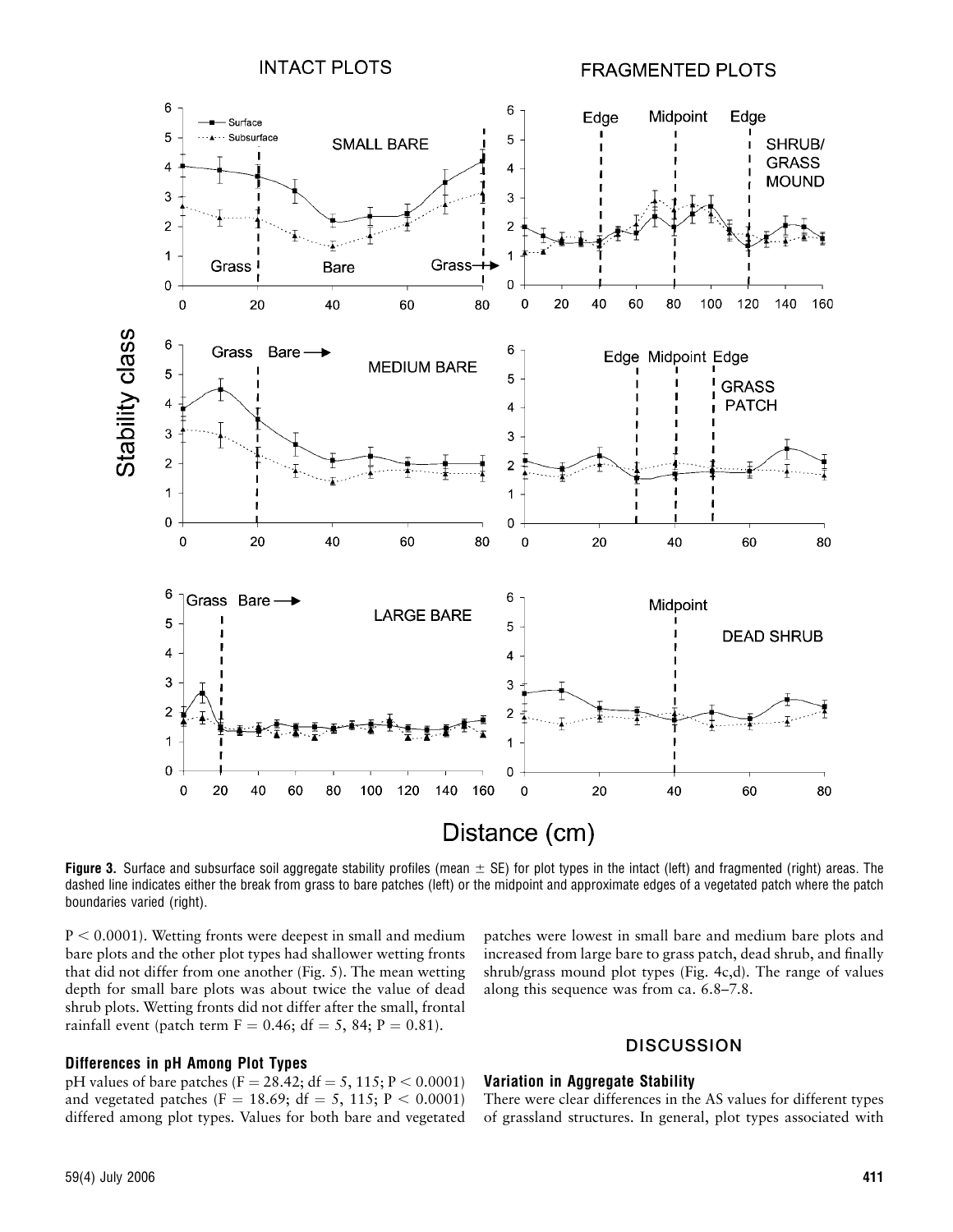**Figure 3.** Surface and subsurface soil aggregate stability profiles (mean ± SE) for plot types in the intact (left) and fragmented (right) areas. The dashed line indicates either the break from grass to bare patches (left) or the midpoint and approximate edges of a vegetated patch where the patch boundaries varied (right).

$P < 0.0001$). Wetting fronts were deepest in small and medium bare plots and the other plot types had shallower wetting fronts that did not differ from one another (Fig. 5). The mean wetting depth for small bare plots was about twice the value of dead shrub plots. Wetting fronts did not differ after the small, frontal rainfall event (patch term $F = 0.46$; df = 5, 84; $P = 0.81$).

### Differences in pH Among Plot Types

pH values of bare patches ($F = 28.42$; df = 5, 115; $P < 0.0001$) and vegetated patches ($F = 18.69$; df = 5, 115; $P < 0.0001$) differed among plot types. Values for both bare and vegetated patches were lowest in small bare and medium bare plots and increased from large bare to grass patch, dead shrub, and finally shrub/grass mound plot types (Fig. 4c,d). The range of values along this sequence was from ca. 6.8–7.8.

## DISCUSSION

### Variation in Aggregate Stability

There were clear differences in the AS values for different types of grassland structures. In general, plot types associated with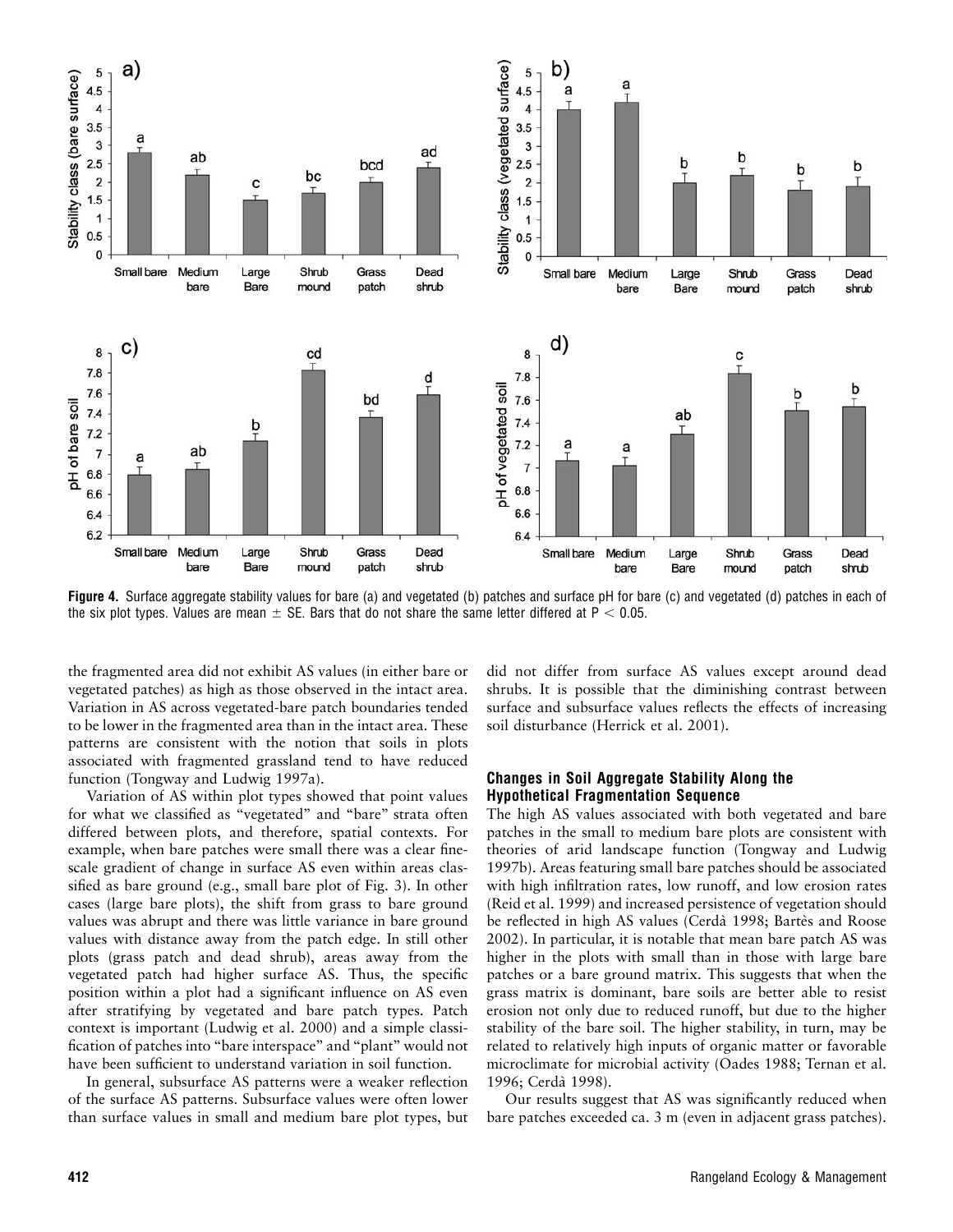**Figure 4.** Surface aggregate stability values for bare (a) and vegetated (b) patches and surface pH for bare (c) and vegetated (d) patches in each of the six plot types. Values are mean ± SE. Bars that do not share the same letter differed at $P < 0.05$.

the fragmented area did not exhibit AS values (in either bare or vegetated patches) as high as those observed in the intact area. Variation in AS across vegetated-bare patch boundaries tended to be lower in the fragmented area than in the intact area. These patterns are consistent with the notion that soils in plots associated with fragmented grassland tend to have reduced function (Tongway and Ludwig 1997a).

Variation of AS within plot types showed that point values for what we classified as "vegetated" and "bare" strata often differed between plots, and therefore, spatial contexts. For example, when bare patches were small there was a clear fine-scale gradient of change in surface AS even within areas classified as bare ground (e.g., small bare plot of Fig. 3). In other cases (large bare plots), the shift from grass to bare ground values was abrupt and there was little variance in bare ground values with distance away from the patch edge. In still other plots (grass patch and dead shrub), areas away from the vegetated patch had higher surface AS. Thus, the specific position within a plot had a significant influence on AS even after stratifying by vegetated and bare patch types. Patch context is important (Ludwig et al. 2000) and a simple classification of patches into "bare interspace" and "plant" would not have been sufficient to understand variation in soil function.

In general, subsurface AS patterns were a weaker reflection of the surface AS patterns. Subsurface values were often lower than surface values in small and medium bare plot types, but did not differ from surface AS values except around dead shrubs. It is possible that the diminishing contrast between surface and subsurface values reflects the effects of increasing soil disturbance (Herrick et al. 2001).

### Changes in Soil Aggregate Stability Along the Hypothetical Fragmentation Sequence

The high AS values associated with both vegetated and bare patches in the small to medium bare plots are consistent with theories of arid landscape function (Tongway and Ludwig 1997b). Areas featuring small bare patches should be associated with high infiltration rates, low runoff, and low erosion rates (Reid et al. 1999) and increased persistence of vegetation should be reflected in high AS values (Cerdà 1998; Bartès and Roose 2002). In particular, it is notable that mean bare patch AS was higher in the plots with small than in those with large bare patches or a bare ground matrix. This suggests that when the grass matrix is dominant, bare soils are better able to resist erosion not only due to reduced runoff, but due to the higher stability of the bare soil. The higher stability, in turn, may be related to relatively high inputs of organic matter or favorable microclimate for microbial activity (Oades 1988; Ternan et al. 1996; Cerdà 1998).

Our results suggest that AS was significantly reduced when bare patches exceeded ca. 3 m (even in adjacent grass patches).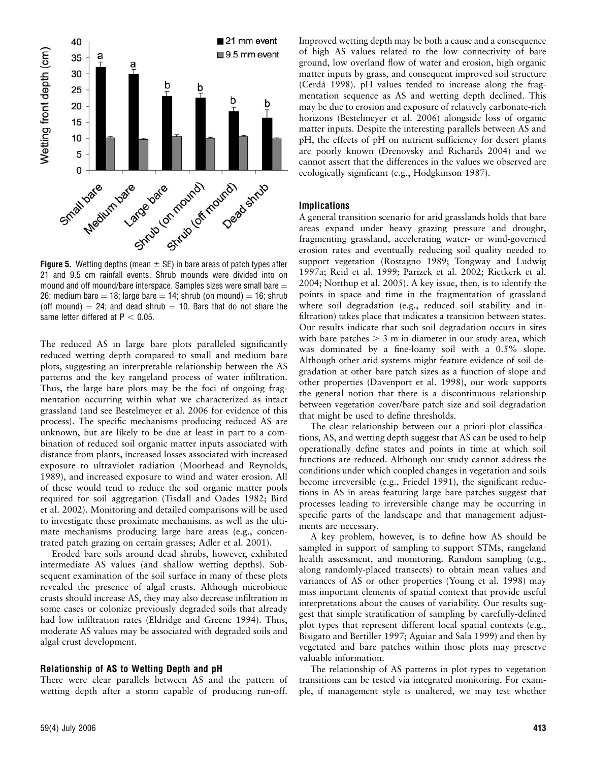**Figure 5.** Wetting depths (mean ± SE) in bare areas of patch types after 21 and 9.5 cm rainfall events. Shrub mounds were divided into on mound and off mound/bare interspace. Samples sizes were small bare = 26; medium bare = 18; large bare = 14; shrub (on mound) = 16; shrub (off mound) = 24; and dead shrub = 10. Bars that do not share the same letter differed at $P < 0.05$.

The reduced AS in large bare plots paralleled significantly reduced wetting depth compared to small and medium bare plots, suggesting an interpretable relationship between the AS patterns and the key rangeland process of water infiltration. Thus, the large bare plots may be the foci of ongoing fragmentation occurring within what we characterized as intact grassland (and see Bestelmeyer et al. 2006 for evidence of this process). The specific mechanisms producing reduced AS are unknown, but are likely to be due at least in part to a combination of reduced soil organic matter inputs associated with distance from plants, increased losses associated with increased exposure to ultraviolet radiation (Moorhead and Reynolds, 1989), and increased exposure to wind and water erosion. All of these would tend to reduce the soil organic matter pools required for soil aggregation (Tisdall and Oades 1982; Bird et al. 2002). Monitoring and detailed comparisons will be used to investigate these proximate mechanisms, as well as the ultimate mechanisms producing large bare areas (e.g., concentrated patch grazing on certain grasses; Adler et al. 2001).

Eroded bare soils around dead shrubs, however, exhibited intermediate AS values (and shallow wetting depths). Subsequent examination of the soil surface in many of these plots revealed the presence of algal crusts. Although microbiotic crusts should increase AS, they may also decrease infiltration in some cases or colonize previously degraded soils that already had low infiltration rates (Eldridge and Greene 1994). Thus, moderate AS values may be associated with degraded soils and algal crust development.

### Relationship of AS to Wetting Depth and pH

There were clear parallels between AS and the pattern of wetting depth after a storm capable of producing run-off. Improved wetting depth may be both a cause and a consequence of high AS values related to the low connectivity of bare ground, low overland flow of water and erosion, high organic matter inputs by grass, and consequent improved soil structure (Cerdà 1998). pH values tended to increase along the fragmentation sequence as AS and wetting depth declined. This may be due to erosion and exposure of relatively carbonate-rich horizons (Bestelmeyer et al. 2006) alongside loss of organic matter inputs. Despite the interesting parallels between AS and pH, the effects of pH on nutrient sufficiency for desert plants are poorly known (Drenovsky and Richards 2004) and we cannot assert that the differences in the values we observed are ecologically significant (e.g., Hodgkinson 1987).

### Implications

A general transition scenario for arid grasslands holds that bare areas expand under heavy grazing pressure and drought, fragmenting grassland, accelerating water- or wind-governed erosion rates and eventually reducing soil quality needed to support vegetation (Rostagno 1989; Tongway and Ludwig 1997a; Reid et al. 1999; Parizek et al. 2002; Rietkerk et al. 2004; Northup et al. 2005). A key issue, then, is to identify the points in space and time in the fragmentation of grassland where soil degradation (e.g., reduced soil stability and infiltration) takes place that indicates a transition between states. Our results indicate that such soil degradation occurs in sites with bare patches > 3 m in diameter in our study area, which was dominated by a fine-loamy soil with a 0.5% slope. Although other arid systems might feature evidence of soil degradation at other bare patch sizes as a function of slope and other properties (Davenport et al. 1998), our work supports the general notion that there is a discontinuous relationship between vegetation cover/bare patch size and soil degradation that might be used to define thresholds.

The clear relationship between our a priori plot classifications, AS, and wetting depth suggest that AS can be used to help operationally define states and points in time at which soil functions are reduced. Although our study cannot address the conditions under which coupled changes in vegetation and soils become irreversible (e.g., Friedel 1991), the significant reductions in AS in areas featuring large bare patches suggest that processes leading to irreversible change may be occurring in specific parts of the landscape and that management adjustments are necessary.

A key problem, however, is to define how AS should be sampled in support of sampling to support STMs, rangeland health assessment, and monitoring. Random sampling (e.g., along randomly-placed transects) to obtain mean values and variances of AS or other properties (Young et al. 1998) may miss important elements of spatial context that provide useful interpretations about the causes of variability. Our results suggest that simple stratification of sampling by carefully-defined plot types that represent different local spatial contexts (e.g., Bisigato and Bertiller 1997; Aguiar and Sala 1999) and then by vegetated and bare patches within those plots may preserve valuable information.

The relationship of AS patterns in plot types to vegetation transitions can be tested via integrated monitoring. For example, if management style is unaltered, we may test whether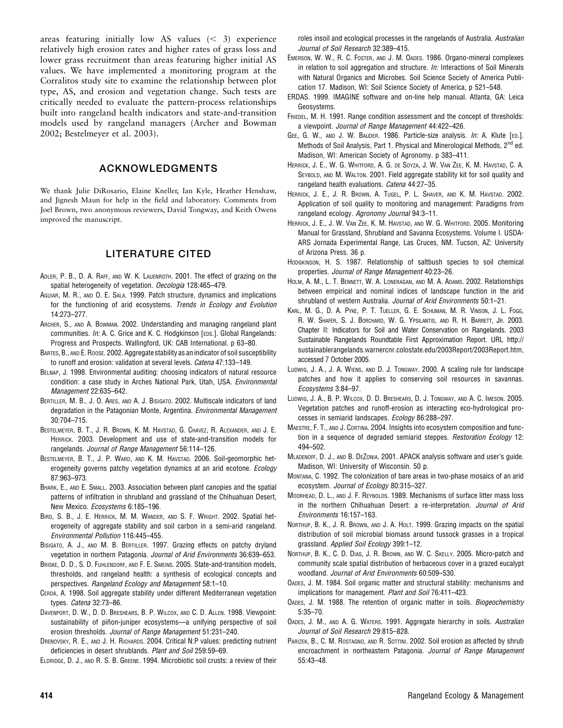areas featuring initially low AS values (< 3) experience relatively high erosion rates and higher rates of grass loss and lower grass recruitment than areas featuring higher initial AS values. We have implemented a monitoring program at the Corralitos study site to examine the relationship between plot type, AS, and erosion and vegetation change. Such tests are critically needed to evaluate the pattern-process relationships built into rangeland health indicators and state-and-transition models used by rangeland managers (Archer and Bowman 2002; Bestelmeyer et al. 2003).

## ACKNOWLEDGMENTS

We thank Julie DiRosario, Elaine Kneller, Ian Kyle, Heather Henshaw, and Jignesh Maun for help in the field and laboratory. Comments from Joel Brown, two anonymous reviewers, David Tongway, and Keith Owens improved the manuscript.

## LITERATURE CITED

Adler, P. B., D. A. Raff, and W. K. Lauenroth. 2001. The effect of grazing on the spatial heterogeneity of vegetation. *Oecologia* 128:465–479.

Aguiar, M. R., and O. E. Sala. 1999. Patch structure, dynamics and implications for the functioning of arid ecosystems. *Trends in Ecology and Evolution* 14:273–277.

Archer, S., and A. Bowman. 2002. Understanding and managing rangeland plant communities. *In:* A. C. Grice and K. C. Hodgkinson [eds.]. Global Rangelands: Progress and Prospects. Wallingford, UK: CAB International. p 63–80.

Bartes, B., and E. Roose. 2002. Aggregate stability as an indicator of soil susceptibility to runoff and erosion: validation at several levels. *Catena* 47:133–149.

Belnap, J. 1998. Environmental auditing: choosing indicators of natural resource condition: a case study in Arches National Park, Utah, USA. *Environmental Management* 22:635–642.

Bertiller, M. B., J. O. Ares, and A. J. Bisigato. 2002. Multiscale indicators of land degradation in the Patagonian Monte, Argentina. *Environmental Management* 30:704–715.

Bestelmeyer, B. T., J. R. Brown, K. M. Havstad, G. Chavez, R. Alexander, and J. E. Herrick. 2003. Development and use of state-and-transition models for rangelands. *Journal of Range Management* 56:114–126.

Bestelmeyer, B. T., J. P. Ward, and K. M. Havstad. 2006. Soil-geomorphic heterogeneity governs patchy vegetation dynamics at an arid ecotone. *Ecology* 87:963–973.

Bhark, E., and E. Small. 2003. Association between plant canopies and the spatial patterns of infiltration in shrubland and grassland of the Chihuahuan Desert, New Mexico. *Ecosystems* 6:185–196.

Bird, S. B., J. E. Herrick, M. M. Wander, and S. F. Wright. 2002. Spatial heterogeneity of aggregate stability and soil carbon in a semi-arid rangeland. *Environmental Pollution* 116:445–455.

Bisigato, A. J., and M. B. Bertiller. 1997. Grazing effects on patchy dryland vegetation in northern Patagonia. *Journal of Arid Environments* 36:639–653.

Briske, D. D., S. D. Fuhlendorf, and F. E. Smeins. 2005. State-and-transition models, thresholds, and rangeland health: a synthesis of ecological concepts and perspectives. *Rangeland Ecology and Management* 58:1–10.

Cerdà, A. 1998. Soil aggregate stability under different Mediterranean vegetation types. *Catena* 32:73–86.

Davenport, D. W., D. D. Breshears, B. P. Wilcox, and C. D. Allen. 1998. Viewpoint: sustainability of piñon-juniper ecosystems—a unifying perspective of soil erosion thresholds. *Journal of Range Management* 51:231–240.

Drenovsky, R. E., and J. H. Richards. 2004. Critical N:P values: predicting nutrient deficiencies in desert shrublands. *Plant and Soil* 259:59–69.

Eldridge, D. J., and R. S. B. Greene. 1994. Microbiotic soil crusts: a review of their roles insoil and ecological processes in the rangelands of Australia. *Australian Journal of Soil Research* 32:389–415.

Emerson, W. W., R. C. Foster, and J. M. Oades. 1986. Organo-mineral complexes in relation to soil aggregation and structure. *In:* Interactions of Soil Minerals with Natural Organics and Microbes. Soil Science Society of America Publication 17. Madison, WI: Soil Science Society of America, p 521–548.

ERDAS. 1999. IMAGINE software and on-line help manual. Atlanta, GA: Leica Geosystems.

Friedel, M. H. 1991. Range condition assessment and the concept of thresholds: a viewpoint. *Journal of Range Management* 44:422–426.

Gee, G. W., and J. W. Bauder. 1986. Particle-size analysis. *In:* A. Klute [ed.]. Methods of Soil Analysis, Part 1. Physical and Minerological Methods, 2nd ed. Madison, WI: American Society of Agronomy. p 383–411.

Herrick, J. E., W. G. Whitford, A. G. de Soyza, J. W. Van Zee, K. M. Havstad, C. A. Seybold, and M. Walton. 2001. Field aggregate stability kit for soil quality and rangeland health evaluations. *Catena* 44:27–35.

Herrick, J. E., J. R. Brown, A. Tugel, P. L. Shaver, and K. M. Havstad. 2002. Application of soil quality to monitoring and management: Paradigms from rangeland ecology. *Agronomy Journal* 94:3–11.

Herrick, J. E., J. W. Van Zee, K. M. Havstad, and W. G. Whitford. 2005. Monitoring Manual for Grassland, Shrubland and Savanna Ecosystems. Volume I. USDA-ARS Jornada Experimental Range, Las Cruces, NM. Tucson, AZ: University of Arizona Press. 36 p.

Hodgkinson, H. S. 1987. Relationship of saltbush species to soil chemical properties. *Journal of Range Management* 40:23–26.

Holm, A. M., L. T. Bennett, W. A. Loneragan, and M. A. Adams. 2002. Relationships between empirical and nominal indices of landscape function in the arid shrubland of western Australia. *Journal of Arid Environments* 50:1–21.

Karl, M. G., D. A. Pyke, P. T. Tueller, G. E. Schuman, M. R. Vinson, J. L. Fogg, R. W. Shafer, S. J. Borchard, W. G. Ypsilantis, and R. H. Barrett, Jr. 2003. Chapter II: Indicators for Soil and Water Conservation on Rangelands. 2003 Sustainable Rangelands Roundtable First Approximation Report. URL http://sustainablerangelands.warnercnr.colostate.edu/2003Report/2003Report.htm, accessed 7 October 2005.

Ludwig, J. A., J. A. Wiens, and D. J. Tongway. 2000. A scaling rule for landscape patches and how it applies to conserving soil resources in savannas. *Ecosystems* 3:84–97.

Ludwig, J. A., B. P. Wilcox, D. D. Breshears, D. J. Tongway, and A. C. Imeson. 2005. Vegetation patches and runoff-erosion as interacting eco-hydrological processes in semiarid landscapes. *Ecology* 86:288–297.

Maestre, F. T., and J. Cortina. 2004. Insights into ecosystem composition and function in a sequence of degraded semiarid steppes. *Restoration Ecology* 12: 494–502.

Mladenoff, D. J., and B. DeZonia. 2001. APACK analysis software and user's guide. Madison, WI: University of Wisconsin. 50 p.

Montana, C. 1992. The colonization of bare areas in two-phase mosaics of an arid ecosystem. *Journal of Ecology* 80:315–327.

Moorhead, D. L., and J. F. Reynolds. 1989. Mechanisms of surface litter mass loss in the northern Chihuahuan Desert: a re-interpretation. *Journal of Arid Environments* 16:157–163.

Northup, B. K., J. R. Brown, and J. A. Holt. 1999. Grazing impacts on the spatial distribution of soil microbial biomass around tussock grasses in a tropical grassland. *Applied Soil Ecology* 399:1–12.

Northup, B. K., C. D. Dias, J. R. Brown, and W. C. Skelly. 2005. Micro-patch and community scale spatial distribution of herbaceous cover in a grazed eucalypt woodland. *Journal of Arid Environments* 60:509–530.

Oades, J. M. 1984. Soil organic matter and structural stability: mechanisms and implications for management. *Plant and Soil* 76:411–423.

Oades, J. M. 1988. The retention of organic matter in soils. *Biogeochemistry* 5:35–70.

Oades, J. M., and A. G. Waters. 1991. Aggregate hierarchy in soils. *Australian Journal of Soil Research* 29:815–828.

Parizek, B., C. M. Rostagno, and R. Sottini. 2002. Soil erosion as affected by shrub encroachment in northeastern Patagonia. *Journal of Range Management* 55:43–48.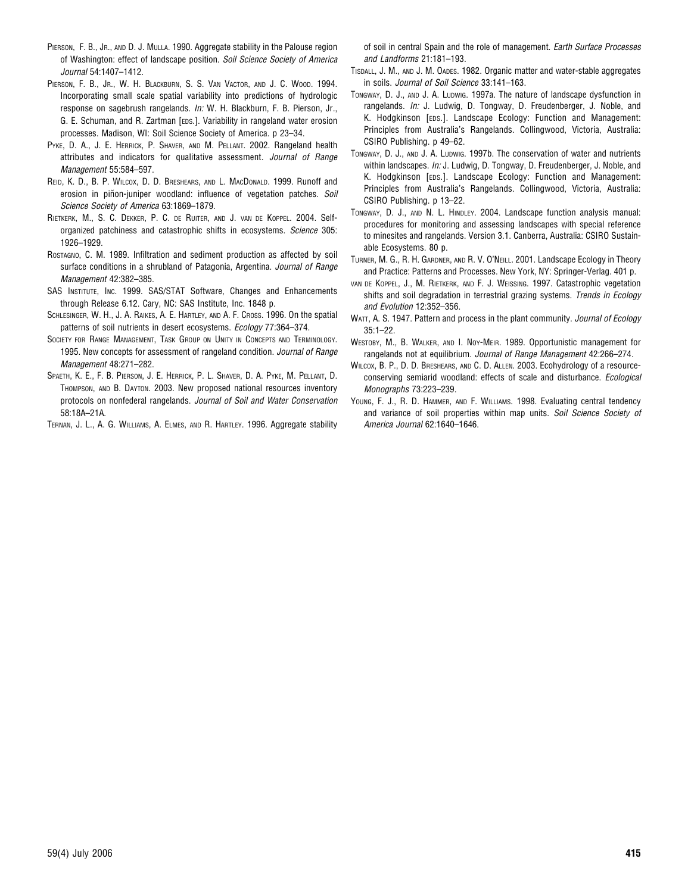Pierson, F. B., Jr., and D. J. Mulla. 1990. Aggregate stability in the Palouse region of Washington: effect of landscape position. *Soil Science Society of America Journal* 54:1407–1412.

Pierson, F. B., Jr., W. H. Blackburn, S. S. Van Vactor, and J. C. Wood. 1994. Incorporating small scale spatial variability into predictions of hydrologic response on sagebrush rangelands. *In:* W. H. Blackburn, F. B. Pierson, Jr., G. E. Schuman, and R. Zartman [eds.]. Variability in rangeland water erosion processes. Madison, WI: Soil Science Society of America. p 23–34.

Pyke, D. A., J. E. Herrick, P. Shaver, and M. Pellant. 2002. Rangeland health attributes and indicators for qualitative assessment. *Journal of Range Management* 55:584–597.

Reid, K. D., B. P. Wilcox, D. D. Breshears, and L. MacDonald. 1999. Runoff and erosion in piñon-juniper woodland: influence of vegetation patches. *Soil Science Society of America* 63:1869–1879.

Rietkerk, M., S. C. Dekker, P. C. de Ruiter, and J. van de Koppel. 2004. Self-organized patchiness and catastrophic shifts in ecosystems. *Science* 305: 1926–1929.

Rostagno, C. M. 1989. Infiltration and sediment production as affected by soil surface conditions in a shrubland of Patagonia, Argentina. *Journal of Range Management* 42:382–385.

SAS Institute, Inc. 1999. SAS/STAT Software, Changes and Enhancements through Release 6.12. Cary, NC: SAS Institute, Inc. 1848 p.

Schlesinger, W. H., J. A. Raikes, A. E. Hartley, and A. F. Cross. 1996. On the spatial patterns of soil nutrients in desert ecosystems. *Ecology* 77:364–374.

Society for Range Management, Task Group on Unity in Concepts and Terminology. 1995. New concepts for assessment of rangeland condition. *Journal of Range Management* 48:271–282.

Spaeth, K. E., F. B. Pierson, J. E. Herrick, P. L. Shaver, D. A. Pyke, M. Pellant, D. Thompson, and B. Dayton. 2003. New proposed national resources inventory protocols on nonfederal rangelands. *Journal of Soil and Water Conservation* 58:18A–21A.

Ternan, J. L., A. G. Williams, A. Elmes, and R. Hartley. 1996. Aggregate stability of soil in central Spain and the role of management. *Earth Surface Processes and Landforms* 21:181–193.

Tisdall, J. M., and J. M. Oades. 1982. Organic matter and water-stable aggregates in soils. *Journal of Soil Science* 33:141–163.

Tongway, D. J., and J. A. Ludwig. 1997a. The nature of landscape dysfunction in rangelands. *In:* J. Ludwig, D. Tongway, D. Freudenberger, J. Noble, and K. Hodgkinson [eds.]. Landscape Ecology: Function and Management: Principles from Australia's Rangelands. Collingwood, Victoria, Australia: CSIRO Publishing. p 49–62.

Tongway, D. J., and J. A. Ludwig. 1997b. The conservation of water and nutrients within landscapes. *In:* J. Ludwig, D. Tongway, D. Freudenberger, J. Noble, and K. Hodgkinson [eds.]. Landscape Ecology: Function and Management: Principles from Australia's Rangelands. Collingwood, Victoria, Australia: CSIRO Publishing. p 13–22.

Tongway, D. J., and N. L. Hindley. 2004. Landscape function analysis manual: procedures for monitoring and assessing landscapes with special reference to minesites and rangelands. Version 3.1. Canberra, Australia: CSIRO Sustainable Ecosystems. 80 p.

Turner, M. G., R. H. Gardner, and R. V. O'Neill. 2001. Landscape Ecology in Theory and Practice: Patterns and Processes. New York, NY: Springer-Verlag. 401 p.

van de Koppel, J., M. Rietkerk, and F. J. Weissing. 1997. Catastrophic vegetation shifts and soil degradation in terrestrial grazing systems. *Trends in Ecology and Evolution* 12:352–356.

Watt, A. S. 1947. Pattern and process in the plant community. *Journal of Ecology* 35:1–22.

Westoby, M., B. Walker, and I. Noy-Meir. 1989. Opportunistic management for rangelands not at equilibrium. *Journal of Range Management* 42:266–274.

Wilcox, B. P., D. D. Breshears, and C. D. Allen. 2003. Ecohydrology of a resource-conserving semiarid woodland: effects of scale and disturbance. *Ecological Monographs* 73:223–239.

Young, F. J., R. D. Hammer, and F. Williams. 1998. Evaluating central tendency and variance of soil properties within map units. *Soil Science Society of America Journal* 62:1640–1646.